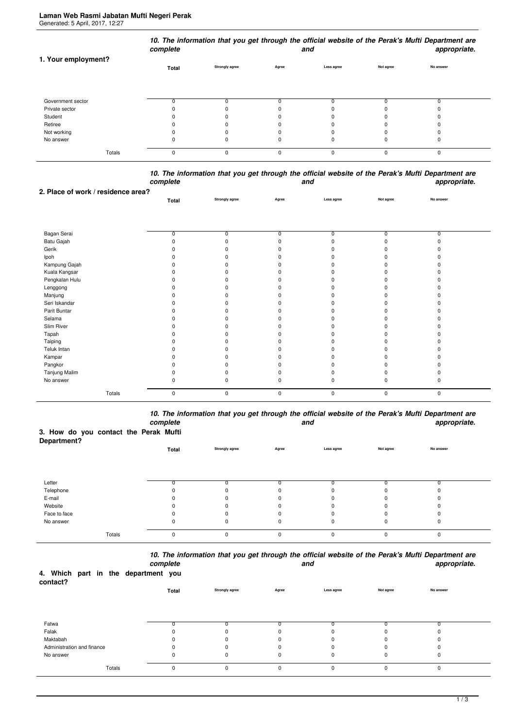**Laman Web Rasmi Jabatan Mufti Negeri Perak**
Generated: 5 April, 2017, 12:27

| 1. Your employment? | ***10. The information that you get through the official website of the Perak's Mufti Department are complete and appropriate.*** | | | | | |
|---|---|---|---|---|---|---|
| | **Total** | **Strongly agree** | **Agree** | **Less agree** | **Not agree** | **No answer** |
| Government sector | 0 | 0 | 0 | 0 | 0 | 0 |
| Private sector | 0 | 0 | 0 | 0 | 0 | 0 |
| Student | 0 | 0 | 0 | 0 | 0 | 0 |
| Retiree | 0 | 0 | 0 | 0 | 0 | 0 |
| Not working | 0 | 0 | 0 | 0 | 0 | 0 |
| No answer | 0 | 0 | 0 | 0 | 0 | 0 |
| Totals | 0 | 0 | 0 | 0 | 0 | 0 |

| 2. Place of work / residence area? | ***10. The information that you get through the official website of the Perak's Mufti Department are complete and appropriate.*** | | | | | |
|---|---|---|---|---|---|---|
| | **Total** | **Strongly agree** | **Agree** | **Less agree** | **Not agree** | **No answer** |
| Bagan Serai | 0 | 0 | 0 | 0 | 0 | 0 |
| Batu Gajah | 0 | 0 | 0 | 0 | 0 | 0 |
| Gerik | 0 | 0 | 0 | 0 | 0 | 0 |
| Ipoh | 0 | 0 | 0 | 0 | 0 | 0 |
| Kampung Gajah | 0 | 0 | 0 | 0 | 0 | 0 |
| Kuala Kangsar | 0 | 0 | 0 | 0 | 0 | 0 |
| Pengkalan Hulu | 0 | 0 | 0 | 0 | 0 | 0 |
| Lenggong | 0 | 0 | 0 | 0 | 0 | 0 |
| Manjung | 0 | 0 | 0 | 0 | 0 | 0 |
| Seri Iskandar | 0 | 0 | 0 | 0 | 0 | 0 |
| Parit Buntar | 0 | 0 | 0 | 0 | 0 | 0 |
| Selama | 0 | 0 | 0 | 0 | 0 | 0 |
| Slim River | 0 | 0 | 0 | 0 | 0 | 0 |
| Tapah | 0 | 0 | 0 | 0 | 0 | 0 |
| Taiping | 0 | 0 | 0 | 0 | 0 | 0 |
| Teluk Intan | 0 | 0 | 0 | 0 | 0 | 0 |
| Kampar | 0 | 0 | 0 | 0 | 0 | 0 |
| Pangkor | 0 | 0 | 0 | 0 | 0 | 0 |
| Tanjung Malim | 0 | 0 | 0 | 0 | 0 | 0 |
| No answer | 0 | 0 | 0 | 0 | 0 | 0 |
| Totals | 0 | 0 | 0 | 0 | 0 | 0 |

| 3. How do you contact the Perak Mufti Department? | ***10. The information that you get through the official website of the Perak's Mufti Department are complete and appropriate.*** | | | | | |
|---|---|---|---|---|---|---|
| | **Total** | **Strongly agree** | **Agree** | **Less agree** | **Not agree** | **No answer** |
| Letter | 0 | 0 | 0 | 0 | 0 | 0 |
| Telephone | 0 | 0 | 0 | 0 | 0 | 0 |
| E-mail | 0 | 0 | 0 | 0 | 0 | 0 |
| Website | 0 | 0 | 0 | 0 | 0 | 0 |
| Face to face | 0 | 0 | 0 | 0 | 0 | 0 |
| No answer | 0 | 0 | 0 | 0 | 0 | 0 |
| Totals | 0 | 0 | 0 | 0 | 0 | 0 |

| 4. Which part in the department you contact? | ***10. The information that you get through the official website of the Perak's Mufti Department are complete and appropriate.*** | | | | | |
|---|---|---|---|---|---|---|
| | **Total** | **Strongly agree** | **Agree** | **Less agree** | **Not agree** | **No answer** |
| Fatwa | 0 | 0 | 0 | 0 | 0 | 0 |
| Falak | 0 | 0 | 0 | 0 | 0 | 0 |
| Maktabah | 0 | 0 | 0 | 0 | 0 | 0 |
| Administration and finance | 0 | 0 | 0 | 0 | 0 | 0 |
| No answer | 0 | 0 | 0 | 0 | 0 | 0 |
| Totals | 0 | 0 | 0 | 0 | 0 | 0 |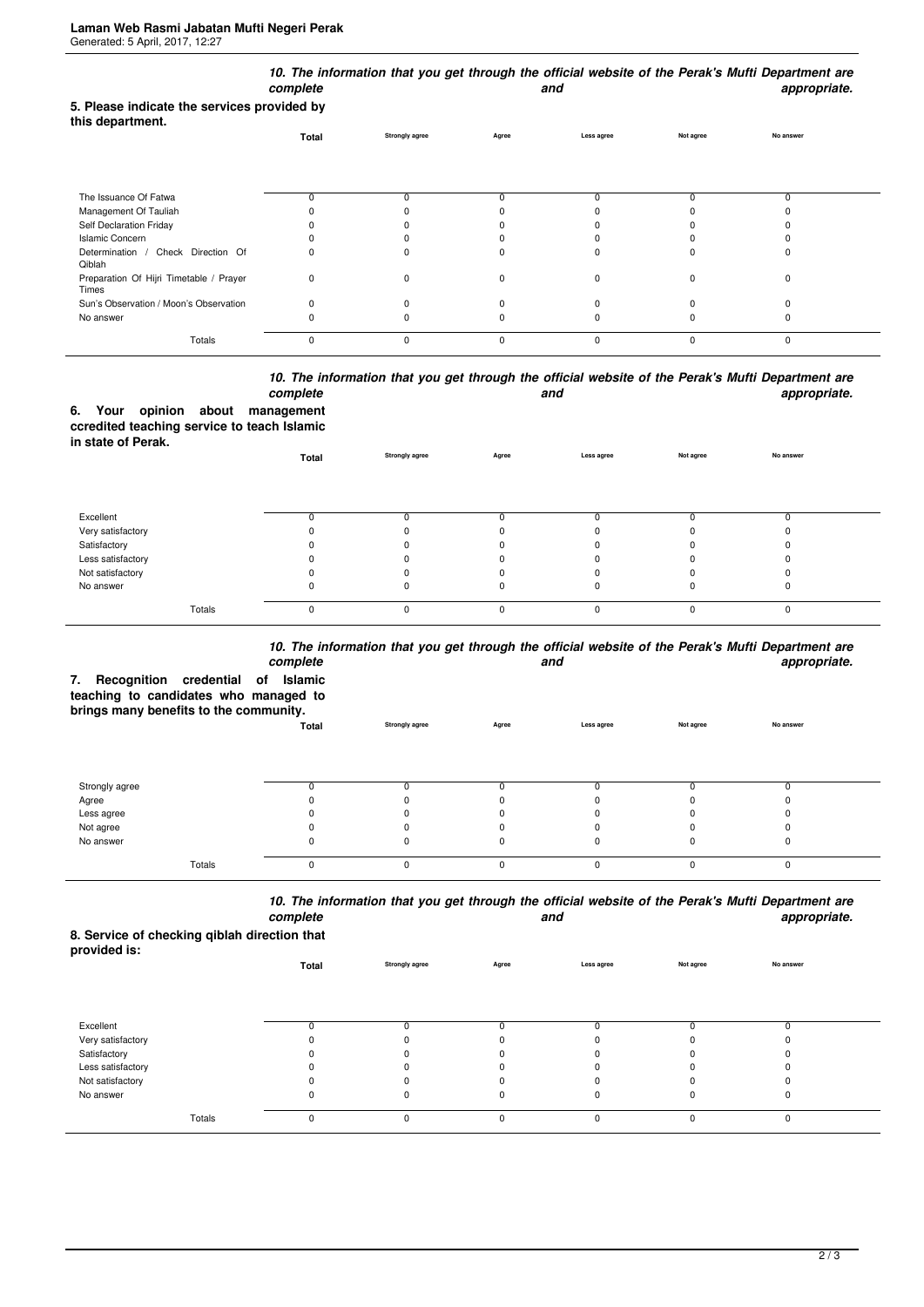### 5. Please indicate the services provided by this department.

| | Total | 10. The information that you get through the official website of the Perak's Mufti Department are complete and appropriate. | | | | |
|---|---|---|---|---|---|---|
| | | Strongly agree | Agree | Less agree | Not agree | No answer |
| The Issuance Of Fatwa | 0 | 0 | 0 | 0 | 0 | 0 |
| Management Of Tauliah | 0 | 0 | 0 | 0 | 0 | 0 |
| Self Declaration Friday | 0 | 0 | 0 | 0 | 0 | 0 |
| Islamic Concern | 0 | 0 | 0 | 0 | 0 | 0 |
| Determination / Check Direction Of Qiblah | 0 | 0 | 0 | 0 | 0 | 0 |
| Preparation Of Hijri Timetable / Prayer Times | 0 | 0 | 0 | 0 | 0 | 0 |
| Sun's Observation / Moon's Observation | 0 | 0 | 0 | 0 | 0 | 0 |
| No answer | 0 | 0 | 0 | 0 | 0 | 0 |
| Totals | 0 | 0 | 0 | 0 | 0 | 0 |

### 6. Your opinion about management ccredited teaching service to teach Islamic in state of Perak.

| | Total | 10. The information that you get through the official website of the Perak's Mufti Department are complete and appropriate. | | | | |
|---|---|---|---|---|---|---|
| | | Strongly agree | Agree | Less agree | Not agree | No answer |
| Excellent | 0 | 0 | 0 | 0 | 0 | 0 |
| Very satisfactory | 0 | 0 | 0 | 0 | 0 | 0 |
| Satisfactory | 0 | 0 | 0 | 0 | 0 | 0 |
| Less satisfactory | 0 | 0 | 0 | 0 | 0 | 0 |
| Not satisfactory | 0 | 0 | 0 | 0 | 0 | 0 |
| No answer | 0 | 0 | 0 | 0 | 0 | 0 |
| Totals | 0 | 0 | 0 | 0 | 0 | 0 |

### 7. Recognition credential of Islamic teaching to candidates who managed to brings many benefits to the community.

| | Total | 10. The information that you get through the official website of the Perak's Mufti Department are complete and appropriate. | | | | |
|---|---|---|---|---|---|---|
| | | Strongly agree | Agree | Less agree | Not agree | No answer |
| Strongly agree | 0 | 0 | 0 | 0 | 0 | 0 |
| Agree | 0 | 0 | 0 | 0 | 0 | 0 |
| Less agree | 0 | 0 | 0 | 0 | 0 | 0 |
| Not agree | 0 | 0 | 0 | 0 | 0 | 0 |
| No answer | 0 | 0 | 0 | 0 | 0 | 0 |
| Totals | 0 | 0 | 0 | 0 | 0 | 0 |

### 8. Service of checking qiblah direction that provided is:

| | Total | 10. The information that you get through the official website of the Perak's Mufti Department are complete and appropriate. | | | | |
|---|---|---|---|---|---|---|
| | | Strongly agree | Agree | Less agree | Not agree | No answer |
| Excellent | 0 | 0 | 0 | 0 | 0 | 0 |
| Very satisfactory | 0 | 0 | 0 | 0 | 0 | 0 |
| Satisfactory | 0 | 0 | 0 | 0 | 0 | 0 |
| Less satisfactory | 0 | 0 | 0 | 0 | 0 | 0 |
| Not satisfactory | 0 | 0 | 0 | 0 | 0 | 0 |
| No answer | 0 | 0 | 0 | 0 | 0 | 0 |
| Totals | 0 | 0 | 0 | 0 | 0 | 0 |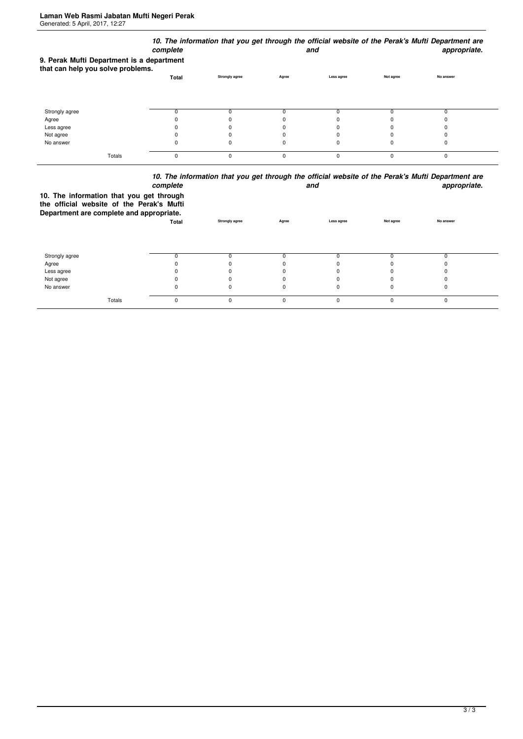*10. The information that you get through the official website of the Perak's Mufti Department are complete and appropriate.*

| 9. Perak Mufti Department is a department that can help you solve problems. | Total | Strongly agree | Agree | Less agree | Not agree | No answer |
|---|---|---|---|---|---|---|
| Strongly agree | 0 | 0 | 0 | 0 | 0 | 0 |
| Agree | 0 | 0 | 0 | 0 | 0 | 0 |
| Less agree | 0 | 0 | 0 | 0 | 0 | 0 |
| Not agree | 0 | 0 | 0 | 0 | 0 | 0 |
| No answer | 0 | 0 | 0 | 0 | 0 | 0 |
| Totals | 0 | 0 | 0 | 0 | 0 | 0 |

*10. The information that you get through the official website of the Perak's Mufti Department are complete and appropriate.*

| 10. The information that you get through the official website of the Perak's Mufti Department are complete and appropriate. | Total | Strongly agree | Agree | Less agree | Not agree | No answer |
|---|---|---|---|---|---|---|
| Strongly agree | 0 | 0 | 0 | 0 | 0 | 0 |
| Agree | 0 | 0 | 0 | 0 | 0 | 0 |
| Less agree | 0 | 0 | 0 | 0 | 0 | 0 |
| Not agree | 0 | 0 | 0 | 0 | 0 | 0 |
| No answer | 0 | 0 | 0 | 0 | 0 | 0 |
| Totals | 0 | 0 | 0 | 0 | 0 | 0 |